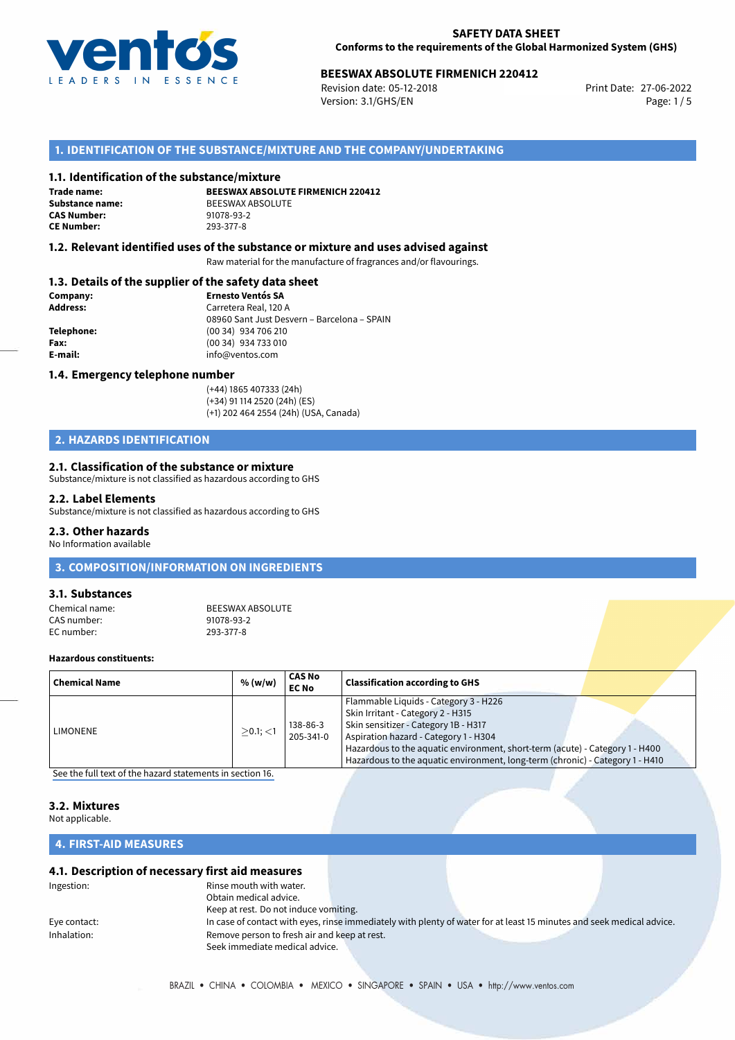**SAFETY DATA SHEET**
**Conforms to the requirements of the Global Harmonized System (GHS)**

**BEESWAX ABSOLUTE FIRMENICH 220412**
Revision date: 05-12-2018
Version: 3.1/GHS/EN
Print Date: 27-06-2022

## 1. IDENTIFICATION OF THE SUBSTANCE/MIXTURE AND THE COMPANY/UNDERTAKING

### 1.1. Identification of the substance/mixture

**Trade name:** **BEESWAX ABSOLUTE FIRMENICH 220412**
**Substance name:** BEESWAX ABSOLUTE
**CAS Number:** 91078-93-2
**CE Number:** 293-377-8

### 1.2. Relevant identified uses of the substance or mixture and uses advised against

Raw material for the manufacture of fragrances and/or flavourings.

### 1.3. Details of the supplier of the safety data sheet

**Company:** **Ernesto Ventós SA**
**Address:** Carretera Real, 120 A
08960 Sant Just Desvern – Barcelona – SPAIN
**Telephone:** (00 34) 934 706 210
**Fax:** (00 34) 934 733 010
**E-mail:** info@ventos.com

### 1.4. Emergency telephone number

(+44) 1865 407333 (24h)
(+34) 91 114 2520 (24h) (ES)
(+1) 202 464 2554 (24h) (USA, Canada)

## 2. HAZARDS IDENTIFICATION

### 2.1. Classification of the substance or mixture

Substance/mixture is not classified as hazardous according to GHS

### 2.2. Label Elements

Substance/mixture is not classified as hazardous according to GHS

### 2.3. Other hazards

No Information available

## 3. COMPOSITION/INFORMATION ON INGREDIENTS

### 3.1. Substances

Chemical name: BEESWAX ABSOLUTE
CAS number: 91078-93-2
EC number: 293-377-8

**Hazardous constituents:**

| Chemical Name | % (w/w) | CAS No EC No | Classification according to GHS |
|---|---|---|---|
| LIMONENE | $\geq$0.1; $<$1 | 138-86-3 205-341-0 | Flammable Liquids - Category 3 - H226<br>Skin Irritant - Category 2 - H315<br>Skin sensitizer - Category 1B - H317<br>Aspiration hazard - Category 1 - H304<br>Hazardous to the aquatic environment, short-term (acute) - Category 1 - H400<br>Hazardous to the aquatic environment, long-term (chronic) - Category 1 - H410 |

See the full text of the hazard statements in section 16.

### 3.2. Mixtures

Not applicable.

## 4. FIRST-AID MEASURES

### 4.1. Description of necessary first aid measures

Ingestion: Rinse mouth with water.
Obtain medical advice.
Keep at rest. Do not induce vomiting.

Eye contact: In case of contact with eyes, rinse immediately with plenty of water for at least 15 minutes and seek medical advice.

Inhalation: Remove person to fresh air and keep at rest.
Seek immediate medical advice.

BRAZIL • CHINA • COLOMBIA • MEXICO • SINGAPORE • SPAIN • USA • http://www.ventos.com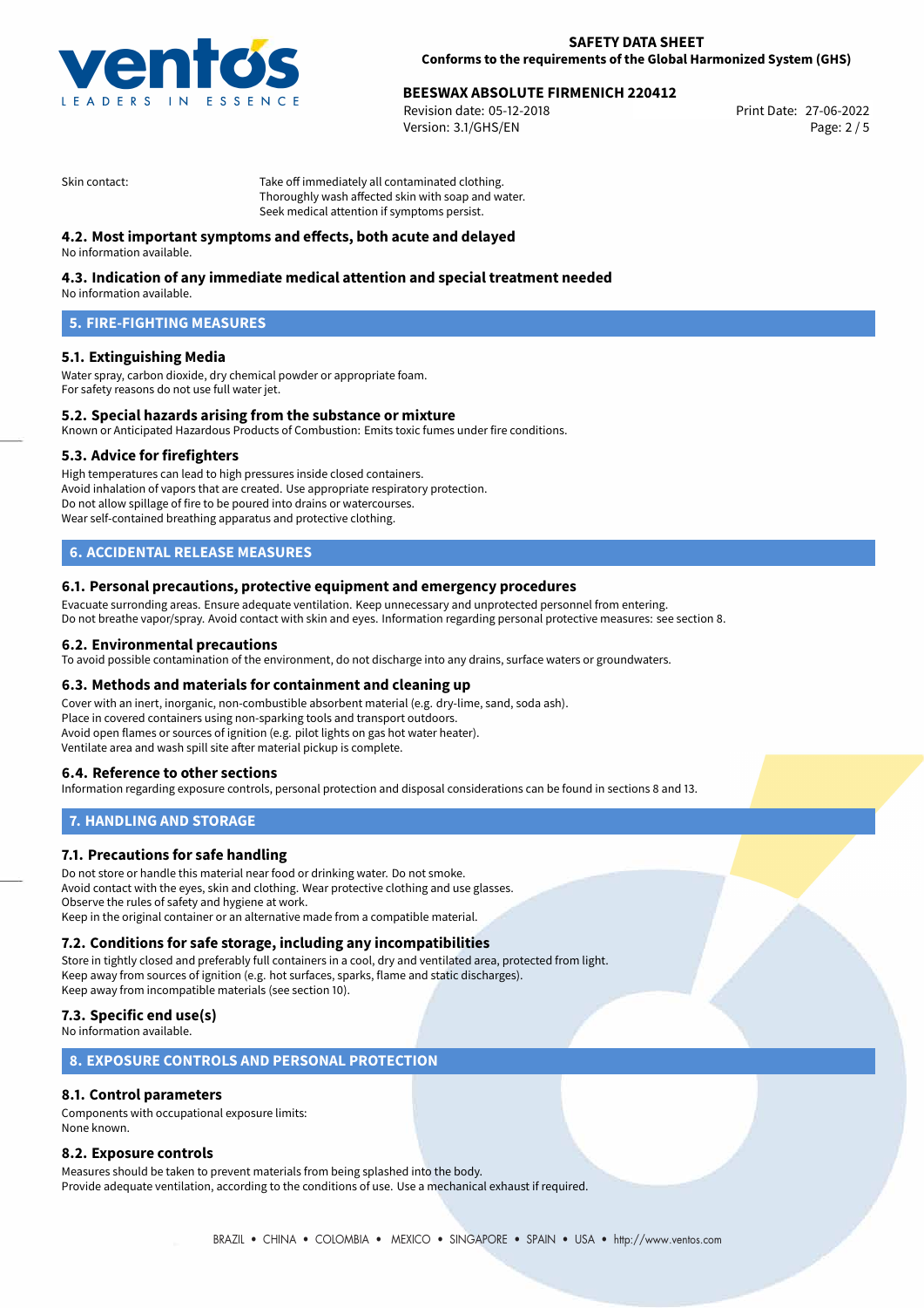Skin contact: Take off immediately all contaminated clothing.
Thoroughly wash affected skin with soap and water.
Seek medical attention if symptoms persist.

### 4.2. Most important symptoms and effects, both acute and delayed

No information available.

### 4.3. Indication of any immediate medical attention and special treatment needed

No information available.

## 5. FIRE-FIGHTING MEASURES

### 5.1. Extinguishing Media

Water spray, carbon dioxide, dry chemical powder or appropriate foam.
For safety reasons do not use full water jet.

### 5.2. Special hazards arising from the substance or mixture

Known or Anticipated Hazardous Products of Combustion: Emits toxic fumes under fire conditions.

### 5.3. Advice for firefighters

High temperatures can lead to high pressures inside closed containers.
Avoid inhalation of vapors that are created. Use appropriate respiratory protection.
Do not allow spillage of fire to be poured into drains or watercourses.
Wear self-contained breathing apparatus and protective clothing.

## 6. ACCIDENTAL RELEASE MEASURES

### 6.1. Personal precautions, protective equipment and emergency procedures

Evacuate surronding areas. Ensure adequate ventilation. Keep unnecessary and unprotected personnel from entering.
Do not breathe vapor/spray. Avoid contact with skin and eyes. Information regarding personal protective measures: see section 8.

### 6.2. Environmental precautions

To avoid possible contamination of the environment, do not discharge into any drains, surface waters or groundwaters.

### 6.3. Methods and materials for containment and cleaning up

Cover with an inert, inorganic, non-combustible absorbent material (e.g. dry-lime, sand, soda ash).
Place in covered containers using non-sparking tools and transport outdoors.
Avoid open flames or sources of ignition (e.g. pilot lights on gas hot water heater).
Ventilate area and wash spill site after material pickup is complete.

### 6.4. Reference to other sections

Information regarding exposure controls, personal protection and disposal considerations can be found in sections 8 and 13.

## 7. HANDLING AND STORAGE

### 7.1. Precautions for safe handling

Do not store or handle this material near food or drinking water. Do not smoke.
Avoid contact with the eyes, skin and clothing. Wear protective clothing and use glasses.
Observe the rules of safety and hygiene at work.
Keep in the original container or an alternative made from a compatible material.

### 7.2. Conditions for safe storage, including any incompatibilities

Store in tightly closed and preferably full containers in a cool, dry and ventilated area, protected from light.
Keep away from sources of ignition (e.g. hot surfaces, sparks, flame and static discharges).
Keep away from incompatible materials (see section 10).

### 7.3. Specific end use(s)

No information available.

## 8. EXPOSURE CONTROLS AND PERSONAL PROTECTION

### 8.1. Control parameters

Components with occupational exposure limits:
None known.

### 8.2. Exposure controls

Measures should be taken to prevent materials from being splashed into the body.
Provide adequate ventilation, according to the conditions of use. Use a mechanical exhaust if required.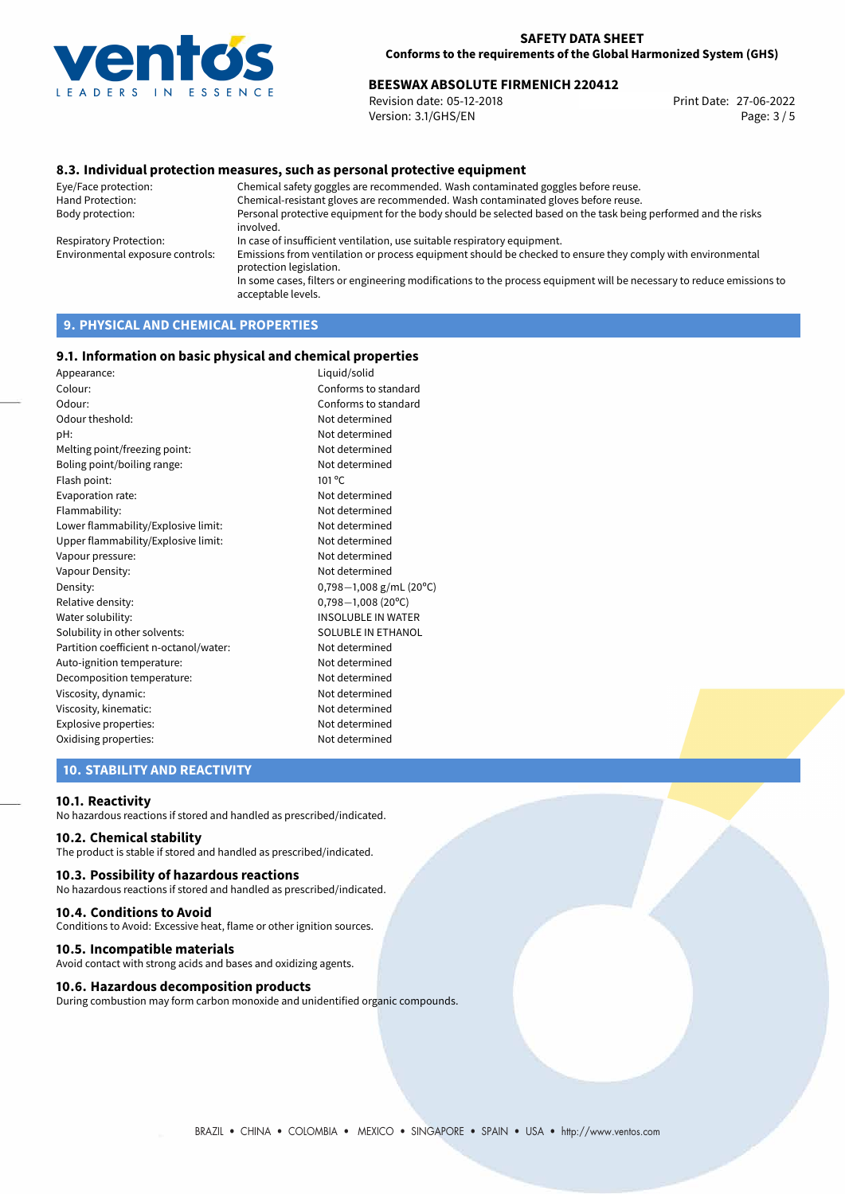### 8.3. Individual protection measures, such as personal protective equipment

| | |
|---|---|
| Eye/Face protection: | Chemical safety goggles are recommended. Wash contaminated goggles before reuse. |
| Hand Protection: | Chemical-resistant gloves are recommended. Wash contaminated gloves before reuse. |
| Body protection: | Personal protective equipment for the body should be selected based on the task being performed and the risks involved. |
| Respiratory Protection: | In case of insufficient ventilation, use suitable respiratory equipment. |
| Environmental exposure controls: | Emissions from ventilation or process equipment should be checked to ensure they comply with environmental protection legislation. In some cases, filters or engineering modifications to the process equipment will be necessary to reduce emissions to acceptable levels. |

## 9. PHYSICAL AND CHEMICAL PROPERTIES

### 9.1. Information on basic physical and chemical properties

| | |
|---|---|
| Appearance: | Liquid/solid |
| Colour: | Conforms to standard |
| Odour: | Conforms to standard |
| Odour theshold: | Not determined |
| pH: | Not determined |
| Melting point/freezing point: | Not determined |
| Boling point/boiling range: | Not determined |
| Flash point: | 101 ºC |
| Evaporation rate: | Not determined |
| Flammability: | Not determined |
| Lower flammability/Explosive limit: | Not determined |
| Upper flammability/Explosive limit: | Not determined |
| Vapour pressure: | Not determined |
| Vapour Density: | Not determined |
| Density: | 0,798−1,008 g/mL (20ºC) |
| Relative density: | 0,798−1,008 (20ºC) |
| Water solubility: | INSOLUBLE IN WATER |
| Solubility in other solvents: | SOLUBLE IN ETHANOL |
| Partition coefficient n-octanol/water: | Not determined |
| Auto-ignition temperature: | Not determined |
| Decomposition temperature: | Not determined |
| Viscosity, dynamic: | Not determined |
| Viscosity, kinematic: | Not determined |
| Explosive properties: | Not determined |
| Oxidising properties: | Not determined |

## 10. STABILITY AND REACTIVITY

### 10.1. Reactivity

No hazardous reactions if stored and handled as prescribed/indicated.

### 10.2. Chemical stability

The product is stable if stored and handled as prescribed/indicated.

### 10.3. Possibility of hazardous reactions

No hazardous reactions if stored and handled as prescribed/indicated.

### 10.4. Conditions to Avoid

Conditions to Avoid: Excessive heat, flame or other ignition sources.

### 10.5. Incompatible materials

Avoid contact with strong acids and bases and oxidizing agents.

### 10.6. Hazardous decomposition products

During combustion may form carbon monoxide and unidentified organic compounds.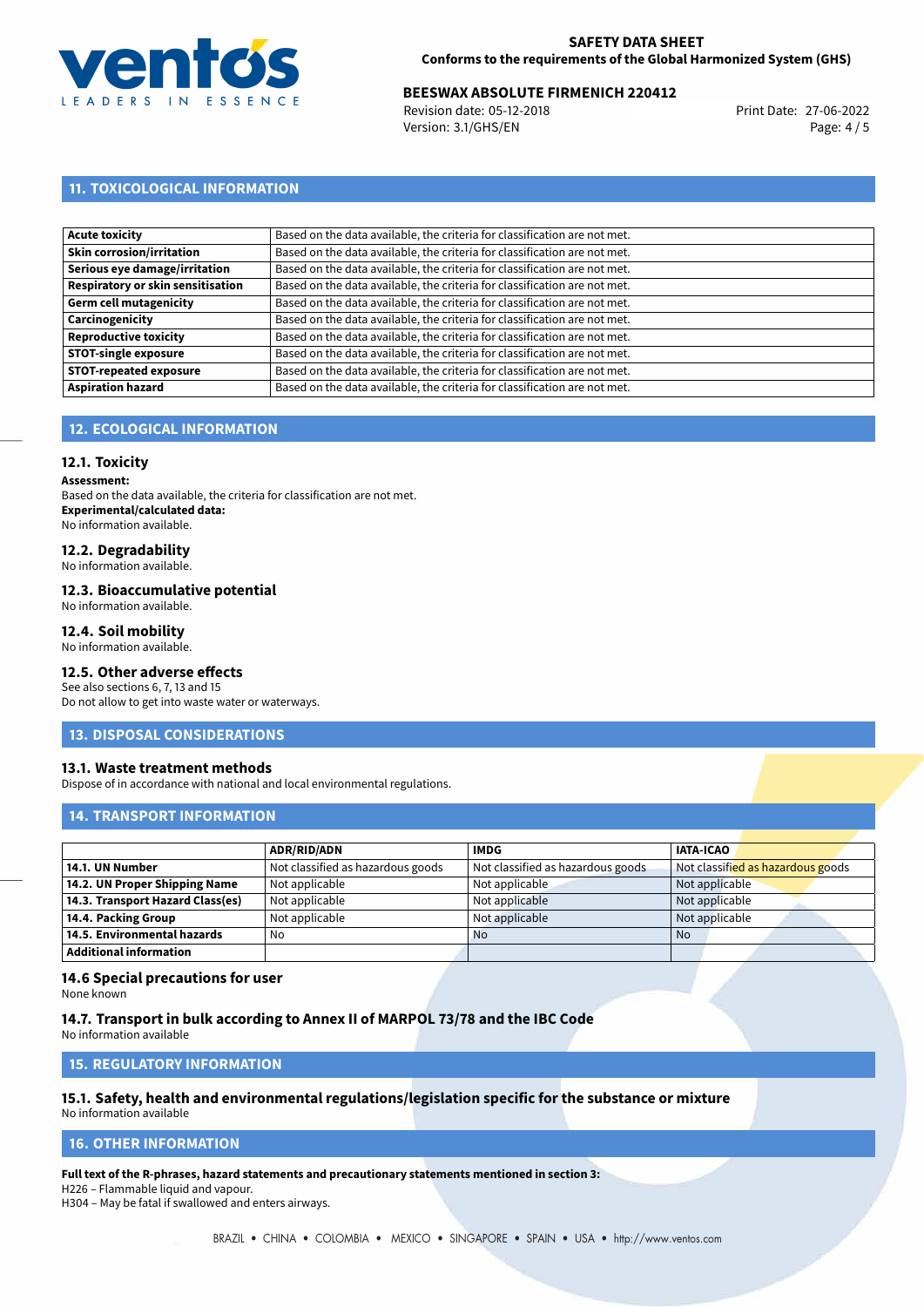## 11. TOXICOLOGICAL INFORMATION

| | |
|---|---|
| **Acute toxicity** | Based on the data available, the criteria for classification are not met. |
| **Skin corrosion/irritation** | Based on the data available, the criteria for classification are not met. |
| **Serious eye damage/irritation** | Based on the data available, the criteria for classification are not met. |
| **Respiratory or skin sensitisation** | Based on the data available, the criteria for classification are not met. |
| **Germ cell mutagenicity** | Based on the data available, the criteria for classification are not met. |
| **Carcinogenicity** | Based on the data available, the criteria for classification are not met. |
| **Reproductive toxicity** | Based on the data available, the criteria for classification are not met. |
| **STOT-single exposure** | Based on the data available, the criteria for classification are not met. |
| **STOT-repeated exposure** | Based on the data available, the criteria for classification are not met. |
| **Aspiration hazard** | Based on the data available, the criteria for classification are not met. |

## 12. ECOLOGICAL INFORMATION

### 12.1. Toxicity

**Assessment:**
Based on the data available, the criteria for classification are not met.
**Experimental/calculated data:**
No information available.

### 12.2. Degradability

No information available.

### 12.3. Bioaccumulative potential

No information available.

### 12.4. Soil mobility

No information available.

### 12.5. Other adverse effects

See also sections 6, 7, 13 and 15
Do not allow to get into waste water or waterways.

## 13. DISPOSAL CONSIDERATIONS

### 13.1. Waste treatment methods

Dispose of in accordance with national and local environmental regulations.

## 14. TRANSPORT INFORMATION

| | ADR/RID/ADN | IMDG | IATA-ICAO |
|---|---|---|---|
| **14.1. UN Number** | Not classified as hazardous goods | Not classified as hazardous goods | Not classified as hazardous goods |
| **14.2. UN Proper Shipping Name** | Not applicable | Not applicable | Not applicable |
| **14.3. Transport Hazard Class(es)** | Not applicable | Not applicable | Not applicable |
| **14.4. Packing Group** | Not applicable | Not applicable | Not applicable |
| **14.5. Environmental hazards** | No | No | No |
| **Additional information** | | | |

### 14.6 Special precautions for user

None known

### 14.7. Transport in bulk according to Annex II of MARPOL 73/78 and the IBC Code

No information available

## 15. REGULATORY INFORMATION

### 15.1. Safety, health and environmental regulations/legislation specific for the substance or mixture

No information available

## 16. OTHER INFORMATION

**Full text of the R-phrases, hazard statements and precautionary statements mentioned in section 3:**
H226 – Flammable liquid and vapour.
H304 – May be fatal if swallowed and enters airways.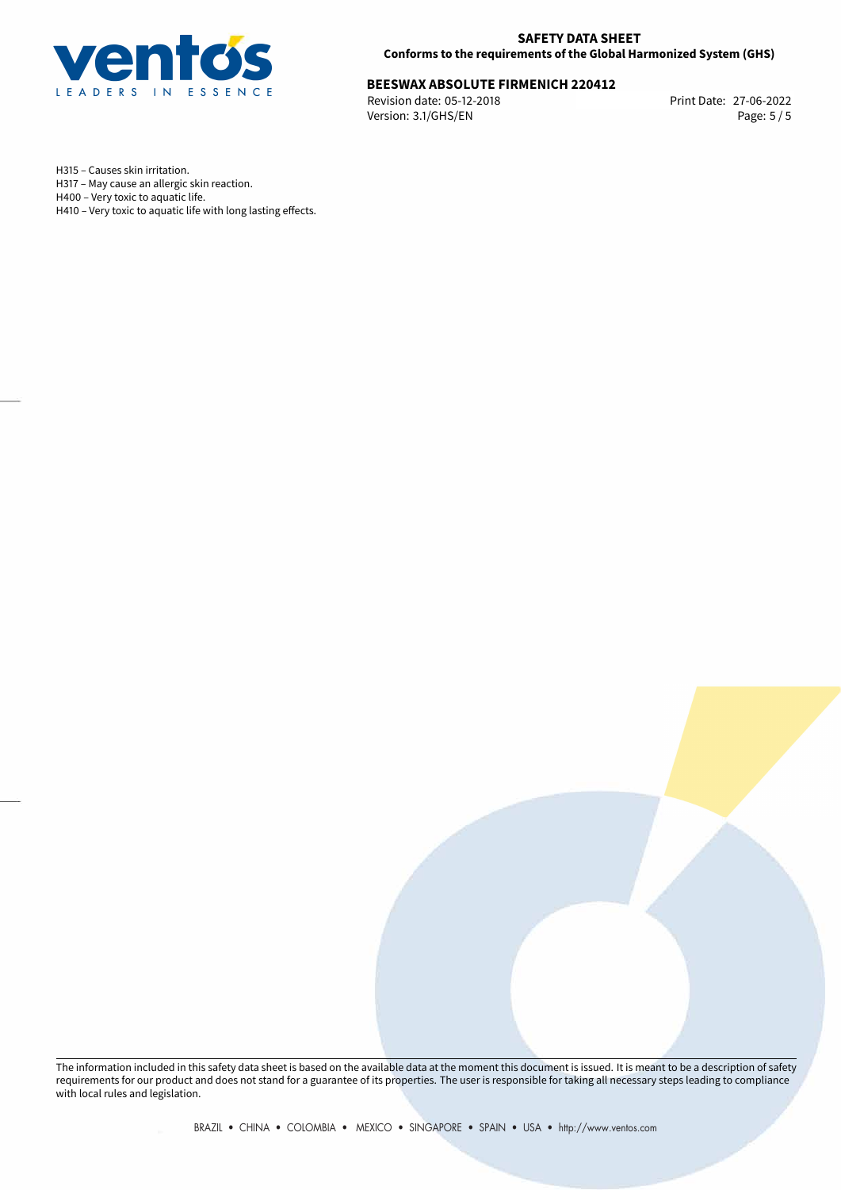H315 – Causes skin irritation.
H317 – May cause an allergic skin reaction.
H400 – Very toxic to aquatic life.
H410 – Very toxic to aquatic life with long lasting effects.

The information included in this safety data sheet is based on the available data at the moment this document is issued. It is meant to be a description of safety requirements for our product and does not stand for a guarantee of its properties. The user is responsible for taking all necessary steps leading to compliance with local rules and legislation.